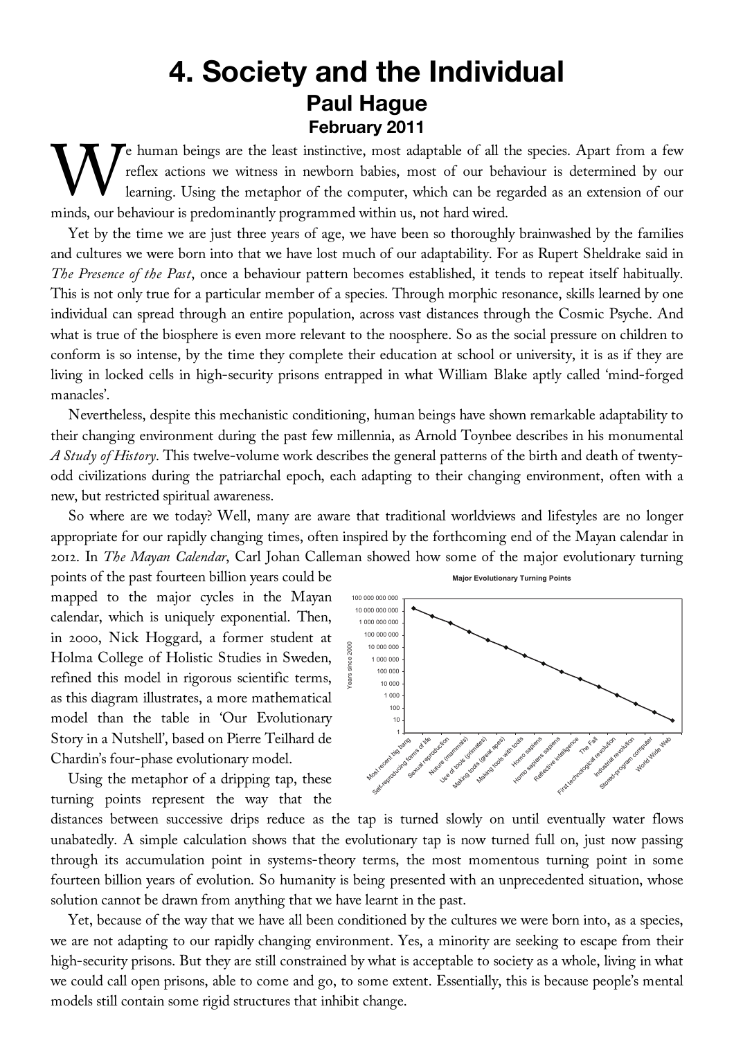# 4. Society and the Individual

## Paul Hague

### February 2011

We human beings are the least instinctive, most adaptable of all the species. Apart from a few reflex actions we witness in newborn babies, most of our behaviour is determined by our learning. Using the metaphor of the computer, which can be regarded as an extension of our minds, our behaviour is predominantly programmed within us, not hard wired.

Yet by the time we are just three years of age, we have been so thoroughly brainwashed by the families and cultures we were born into that we have lost much of our adaptability. For as Rupert Sheldrake said in *The Presence of the Past*, once a behaviour pattern becomes established, it tends to repeat itself habitually. This is not only true for a particular member of a species. Through morphic resonance, skills learned by one individual can spread through an entire population, across vast distances through the Cosmic Psyche. And what is true of the biosphere is even more relevant to the noosphere. So as the social pressure on children to conform is so intense, by the time they complete their education at school or university, it is as if they are living in locked cells in high-security prisons entrapped in what William Blake aptly called 'mind-forged manacles'.

Nevertheless, despite this mechanistic conditioning, human beings have shown remarkable adaptability to their changing environment during the past few millennia, as Arnold Toynbee describes in his monumental *A Study of History*. This twelve-volume work describes the general patterns of the birth and death of twenty-odd civilizations during the patriarchal epoch, each adapting to their changing environment, often with a new, but restricted spiritual awareness.

So where are we today? Well, many are aware that traditional worldviews and lifestyles are no longer appropriate for our rapidly changing times, often inspired by the forthcoming end of the Mayan calendar in 2012. In *The Mayan Calendar*, Carl Johan Calleman showed how some of the major evolutionary turning points of the past fourteen billion years could be mapped to the major cycles in the Mayan calendar, which is uniquely exponential. Then, in 2000, Nick Hoggard, a former student at Holma College of Holistic Studies in Sweden, refined this model in rigorous scientific terms, as this diagram illustrates, a more mathematical model than the table in 'Our Evolutionary Story in a Nutshell', based on Pierre Teilhard de Chardin's four-phase evolutionary model.

Using the metaphor of a dripping tap, these turning points represent the way that the distances between successive drips reduce as the tap is turned slowly on until eventually water flows unabatedly. A simple calculation shows that the evolutionary tap is now turned full on, just now passing through its accumulation point in systems-theory terms, the most momentous turning point in some fourteen billion years of evolution. So humanity is being presented with an unprecedented situation, whose solution cannot be drawn from anything that we have learnt in the past.

Yet, because of the way that we have all been conditioned by the cultures we were born into, as a species, we are not adapting to our rapidly changing environment. Yes, a minority are seeking to escape from their high-security prisons. But they are still constrained by what is acceptable to society as a whole, living in what we could call open prisons, able to come and go, to some extent. Essentially, this is because people's mental models still contain some rigid structures that inhibit change.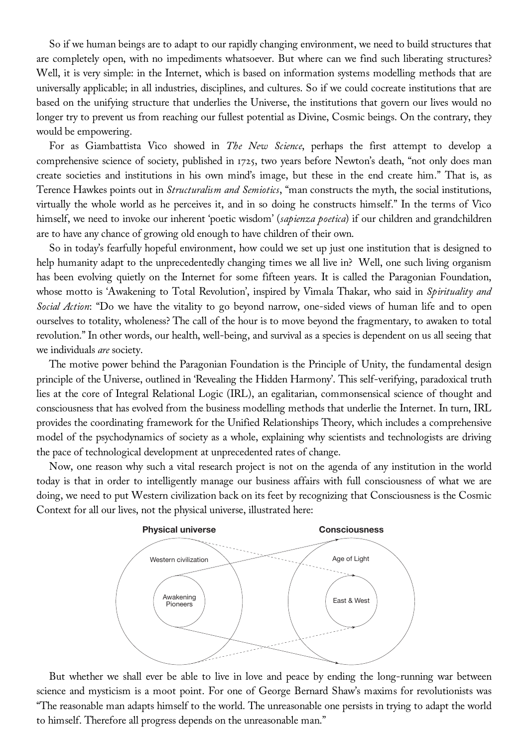So if we human beings are to adapt to our rapidly changing environment, we need to build structures that are completely open, with no impediments whatsoever. But where can we find such liberating structures? Well, it is very simple: in the Internet, which is based on information systems modelling methods that are universally applicable; in all industries, disciplines, and cultures. So if we could cocreate institutions that are based on the unifying structure that underlies the Universe, the institutions that govern our lives would no longer try to prevent us from reaching our fullest potential as Divine, Cosmic beings. On the contrary, they would be empowering.

For as Giambattista Vico showed in *The New Science*, perhaps the first attempt to develop a comprehensive science of society, published in 1725, two years before Newton's death, "not only does man create societies and institutions in his own mind's image, but these in the end create him." That is, as Terence Hawkes points out in *Structuralism and Semiotics*, "man constructs the myth, the social institutions, virtually the whole world as he perceives it, and in so doing he constructs himself." In the terms of Vico himself, we need to invoke our inherent 'poetic wisdom' (*sapienza poetica*) if our children and grandchildren are to have any chance of growing old enough to have children of their own.

So in today's fearfully hopeful environment, how could we set up just one institution that is designed to help humanity adapt to the unprecedentedly changing times we all live in? Well, one such living organism has been evolving quietly on the Internet for some fifteen years. It is called the Paragonian Foundation, whose motto is 'Awakening to Total Revolution', inspired by Vimala Thakar, who said in *Spirituality and Social Action*: "Do we have the vitality to go beyond narrow, one-sided views of human life and to open ourselves to totality, wholeness? The call of the hour is to move beyond the fragmentary, to awaken to total revolution." In other words, our health, well-being, and survival as a species is dependent on us all seeing that we individuals *are* society.

The motive power behind the Paragonian Foundation is the Principle of Unity, the fundamental design principle of the Universe, outlined in 'Revealing the Hidden Harmony'. This self-verifying, paradoxical truth lies at the core of Integral Relational Logic (IRL), an egalitarian, commonsensical science of thought and consciousness that has evolved from the business modelling methods that underlie the Internet. In turn, IRL provides the coordinating framework for the Unified Relationships Theory, which includes a comprehensive model of the psychodynamics of society as a whole, explaining why scientists and technologists are driving the pace of technological development at unprecedented rates of change.

Now, one reason why such a vital research project is not on the agenda of any institution in the world today is that in order to intelligently manage our business affairs with full consciousness of what we are doing, we need to put Western civilization back on its feet by recognizing that Consciousness is the Cosmic Context for all our lives, not the physical universe, illustrated here:

**Physical universe**

Western civilization

Awakening Pioneers

**Consciousness**

Age of Light

East & West

But whether we shall ever be able to live in love and peace by ending the long-running war between science and mysticism is a moot point. For one of George Bernard Shaw's maxims for revolutionists was "The reasonable man adapts himself to the world. The unreasonable one persists in trying to adapt the world to himself. Therefore all progress depends on the unreasonable man."